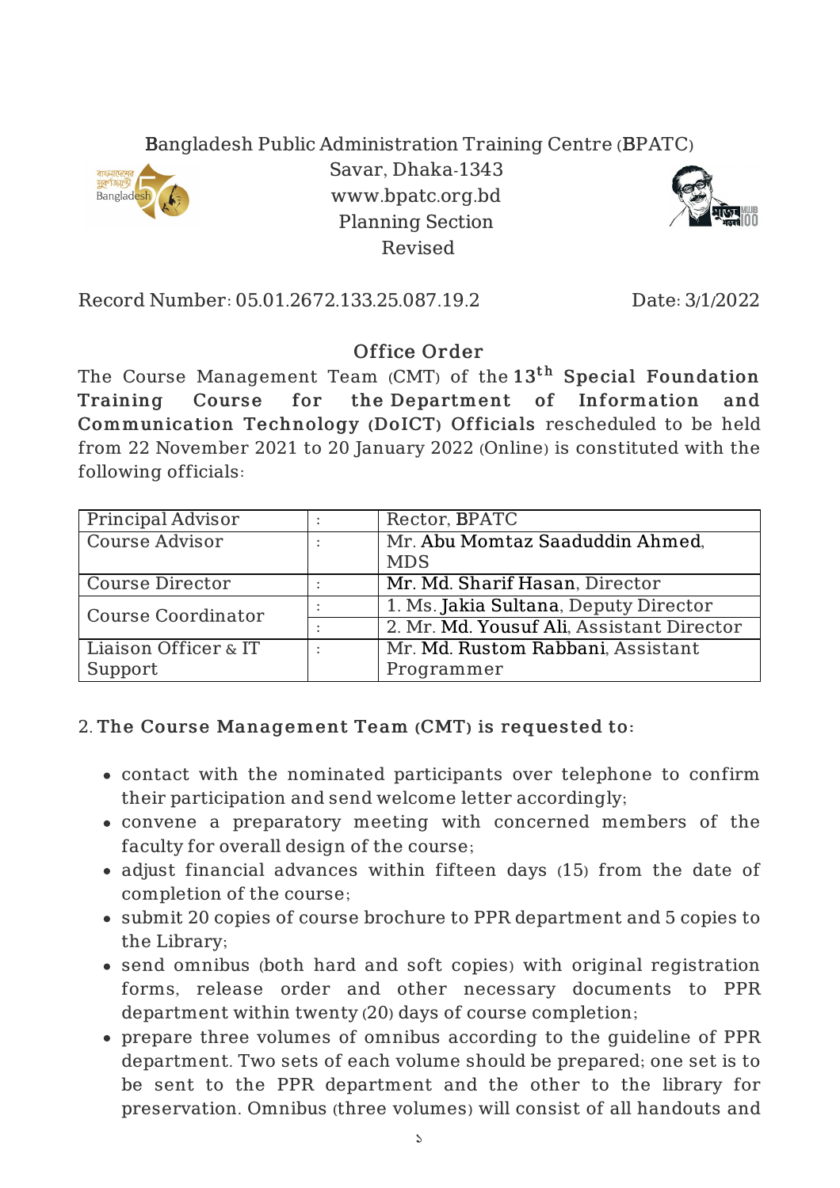Bangladesh Public Administration Training Centre (BPATC)
Savar, Dhaka-1343
www.bpatc.org.bd
Planning Section
Revised

Record Number: 05.01.2672.133.25.087.19.2 Date: 3/1/2022

## Office Order

The Course Management Team (CMT) of the **13th Special Foundation Training Course for the Department of Information and Communication Technology (DoICT) Officials** rescheduled to be held from 22 November 2021 to 20 January 2022 (Online) is constituted with the following officials:

| | | |
|---|---|---|
| Principal Advisor | : | Rector, BPATC |
| Course Advisor | : | Mr. Abu Momtaz Saaduddin Ahmed, MDS |
| Course Director | : | Mr. Md. Sharif Hasan, Director |
| Course Coordinator | : | 1. Ms. Jakia Sultana, Deputy Director |
| | : | 2. Mr. Md. Yousuf Ali, Assistant Director |
| Liaison Officer & IT Support | : | Mr. Md. Rustom Rabbani, Assistant Programmer |

2. **The Course Management Team (CMT) is requested to:**

- contact with the nominated participants over telephone to confirm their participation and send welcome letter accordingly;
- convene a preparatory meeting with concerned members of the faculty for overall design of the course;
- adjust financial advances within fifteen days (15) from the date of completion of the course;
- submit 20 copies of course brochure to PPR department and 5 copies to the Library;
- send omnibus (both hard and soft copies) with original registration forms, release order and other necessary documents to PPR department within twenty (20) days of course completion;
- prepare three volumes of omnibus according to the guideline of PPR department. Two sets of each volume should be prepared; one set is to be sent to the PPR department and the other to the library for preservation. Omnibus (three volumes) will consist of all handouts and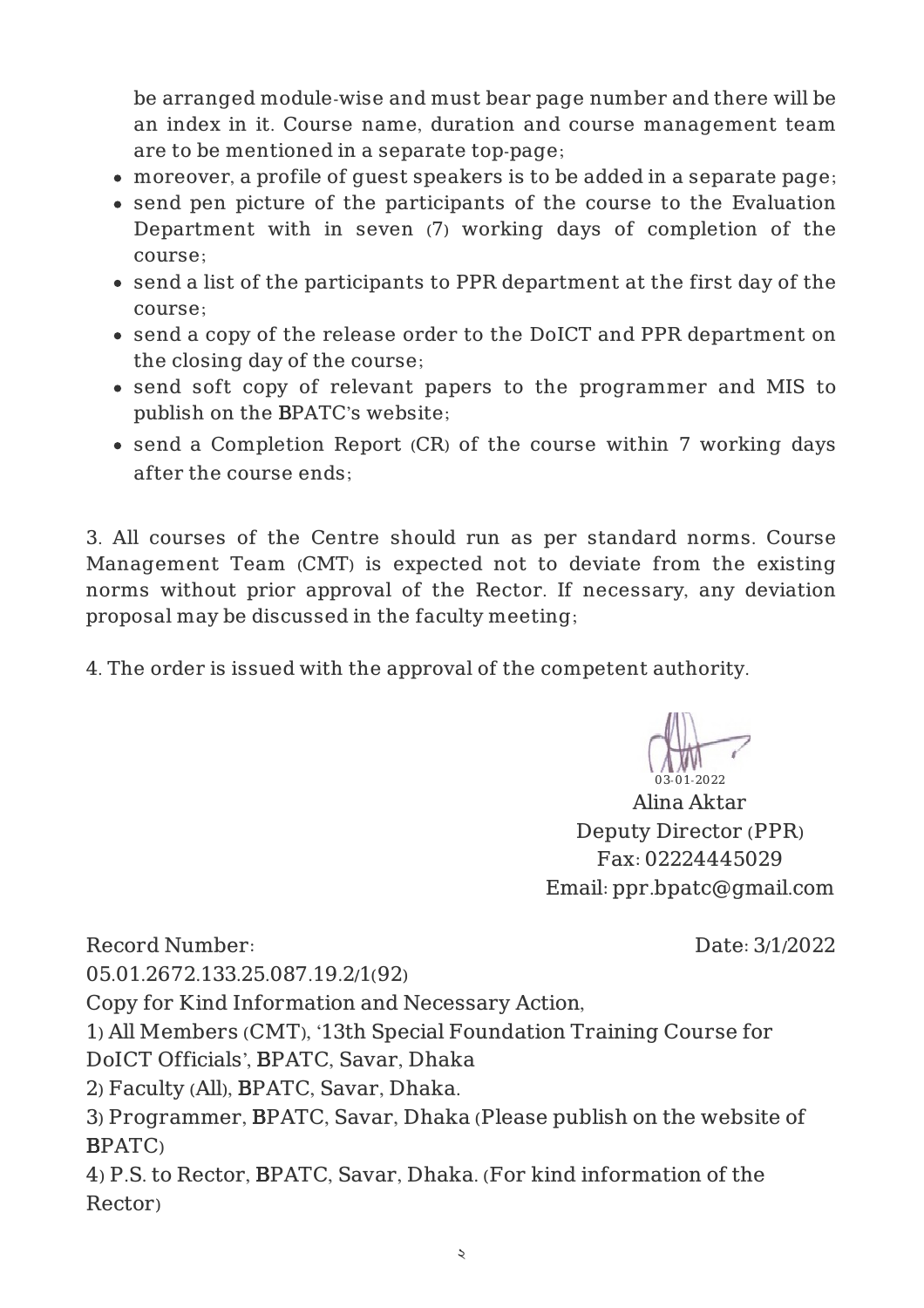be arranged module-wise and must bear page number and there will be an index in it. Course name, duration and course management team are to be mentioned in a separate top-page;

- moreover, a profile of guest speakers is to be added in a separate page;
- send pen picture of the participants of the course to the Evaluation Department with in seven (7) working days of completion of the course;
- send a list of the participants to PPR department at the first day of the course;
- send a copy of the release order to the DoICT and PPR department on the closing day of the course;
- send soft copy of relevant papers to the programmer and MIS to publish on the BPATC's website;
- send a Completion Report (CR) of the course within 7 working days after the course ends;

3. All courses of the Centre should run as per standard norms. Course Management Team (CMT) is expected not to deviate from the existing norms without prior approval of the Rector. If necessary, any deviation proposal may be discussed in the faculty meeting;

4. The order is issued with the approval of the competent authority.

03-01-2022
Alina Aktar
Deputy Director (PPR)
Fax: 02224445029
Email: ppr.bpatc@gmail.com

Record Number: 05.01.2672.133.25.087.19.2/1(92)

Date: 3/1/2022

Copy for Kind Information and Necessary Action,

1) All Members (CMT), '13th Special Foundation Training Course for DoICT Officials', BPATC, Savar, Dhaka
2) Faculty (All), BPATC, Savar, Dhaka.
3) Programmer, BPATC, Savar, Dhaka (Please publish on the website of BPATC)
4) P.S. to Rector, BPATC, Savar, Dhaka. (For kind information of the Rector)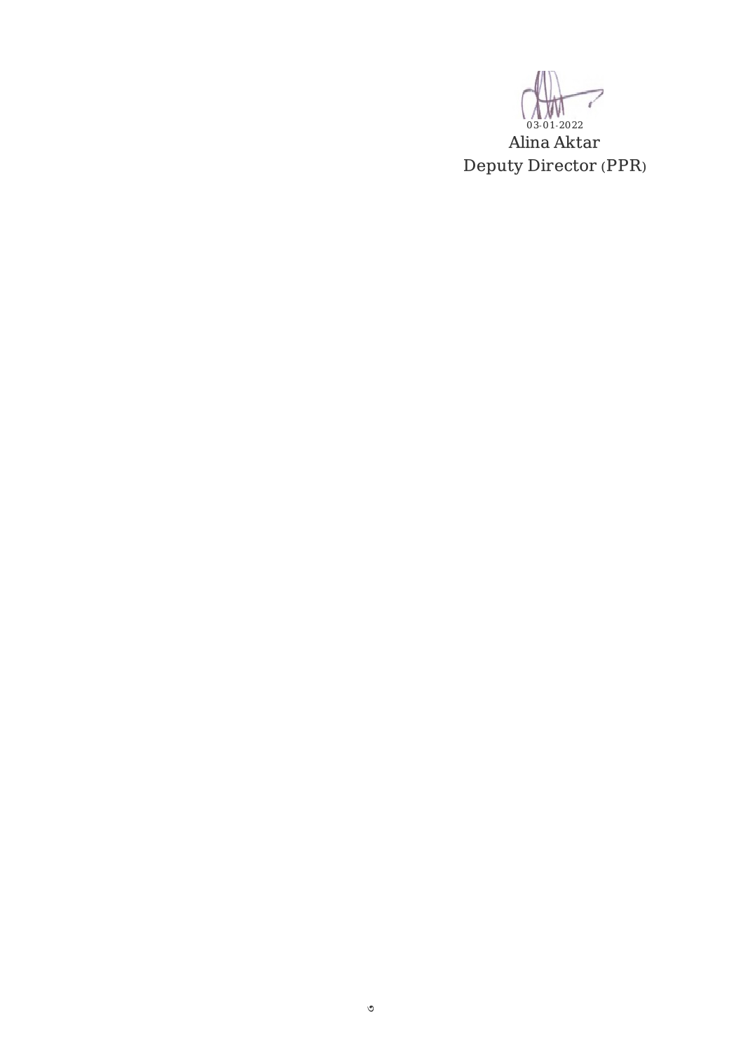03-01-2022

Alina Aktar

Deputy Director (PPR)